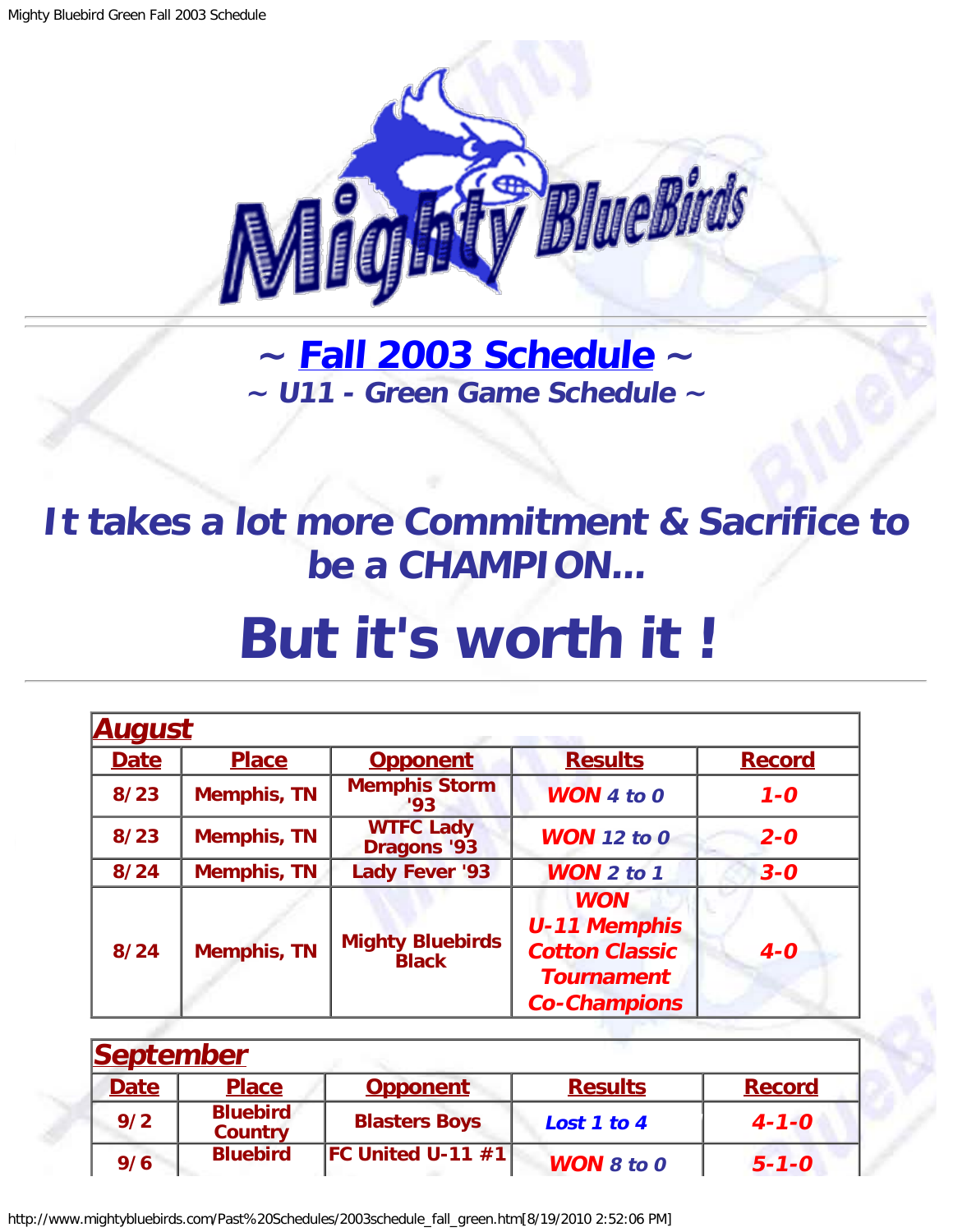# ~ Fall 2003 Schedule ~

## ~ U11 - Green Game Schedule ~

## It takes a lot more Commitment & Sacrifice to be a CHAMPION...

# But it's worth it !

| August | | | | |
|---|---|---|---|---|
| **Date** | **Place** | **Opponent** | **Results** | **Record** |
| 8/23 | Memphis, TN | Memphis Storm '93 | WON 4 to 0 | 1-0 |
| 8/23 | Memphis, TN | WTFC Lady Dragons '93 | WON 12 to 0 | 2-0 |
| 8/24 | Memphis, TN | Lady Fever '93 | WON 2 to 1 | 3-0 |
| 8/24 | Memphis, TN | Mighty Bluebirds Black | WON U-11 Memphis Cotton Classic Tournament Co-Champions | 4-0 |

| September | | | | |
|---|---|---|---|---|
| **Date** | **Place** | **Opponent** | **Results** | **Record** |
| 9/2 | Bluebird Country | Blasters Boys | Lost 1 to 4 | 4-1-0 |
| 9/6 | Bluebird | FC United U-11 #1 | WON 8 to 0 | 5-1-0 |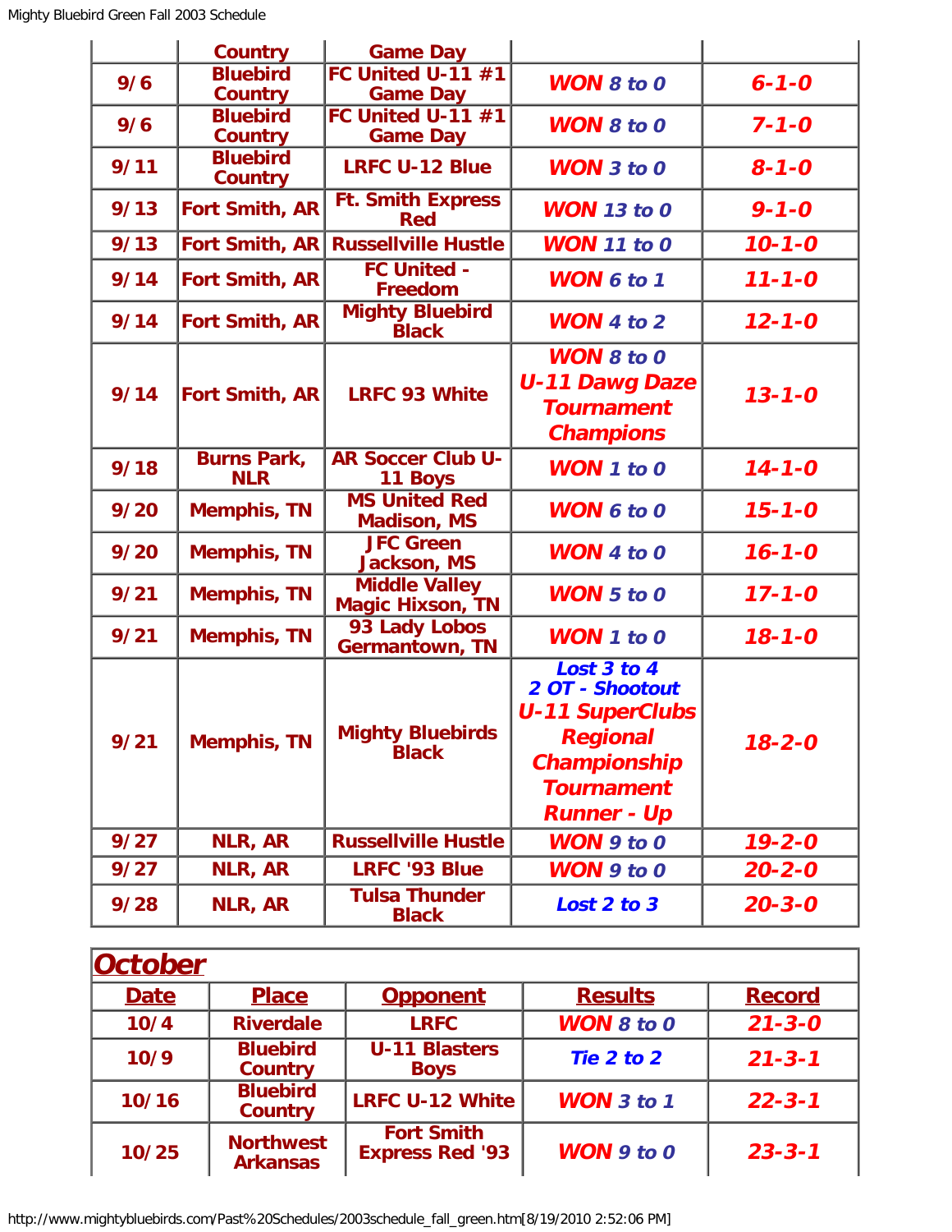| | Country | Game Day | | |
|---|---|---|---|---|
| 9/6 | Bluebird Country | FC United U-11 #1 Game Day | ***WON*** *8 to 0* | ***6-1-0*** |
| 9/6 | Bluebird Country | FC United U-11 #1 Game Day | ***WON*** *8 to 0* | ***7-1-0*** |
| 9/11 | Bluebird Country | LRFC U-12 Blue | ***WON*** *3 to 0* | ***8-1-0*** |
| 9/13 | Fort Smith, AR | Ft. Smith Express Red | ***WON*** *13 to 0* | ***9-1-0*** |
| 9/13 | Fort Smith, AR | Russellville Hustle | ***WON*** *11 to 0* | ***10-1-0*** |
| 9/14 | Fort Smith, AR | FC United - Freedom | ***WON*** *6 to 1* | ***11-1-0*** |
| 9/14 | Fort Smith, AR | Mighty Bluebird Black | ***WON*** *4 to 2* | ***12-1-0*** |
| 9/14 | Fort Smith, AR | LRFC 93 White | ***WON*** *8 to 0* ***U-11 Dawg Daze Tournament Champions*** | ***13-1-0*** |
| 9/18 | Burns Park, NLR | AR Soccer Club U-11 Boys | ***WON*** *1 to 0* | ***14-1-0*** |
| 9/20 | Memphis, TN | MS United Red Madison, MS | ***WON*** *6 to 0* | ***15-1-0*** |
| 9/20 | Memphis, TN | JFC Green Jackson, MS | ***WON*** *4 to 0* | ***16-1-0*** |
| 9/21 | Memphis, TN | Middle Valley Magic Hixson, TN | ***WON*** *5 to 0* | ***17-1-0*** |
| 9/21 | Memphis, TN | 93 Lady Lobos Germantown, TN | ***WON*** *1 to 0* | ***18-1-0*** |
| 9/21 | Memphis, TN | Mighty Bluebirds Black | ***Lost 3 to 4 2 OT - Shootout*** ***U-11 SuperClubs Regional Championship Tournament Runner - Up*** | ***18-2-0*** |
| 9/27 | NLR, AR | Russellville Hustle | ***WON*** *9 to 0* | ***19-2-0*** |
| 9/27 | NLR, AR | LRFC '93 Blue | ***WON*** *9 to 0* | ***20-2-0*** |
| 9/28 | NLR, AR | Tulsa Thunder Black | ***Lost 2 to 3*** | ***20-3-0*** |

## *October*

| Date | Place | Opponent | Results | Record |
|---|---|---|---|---|
| 10/4 | Riverdale | LRFC | ***WON*** *8 to 0* | ***21-3-0*** |
| 10/9 | Bluebird Country | U-11 Blasters Boys | ***Tie 2 to 2*** | ***21-3-1*** |
| 10/16 | Bluebird Country | LRFC U-12 White | ***WON*** *3 to 1* | ***22-3-1*** |
| 10/25 | Northwest Arkansas | Fort Smith Express Red '93 | ***WON*** *9 to 0* | ***23-3-1*** |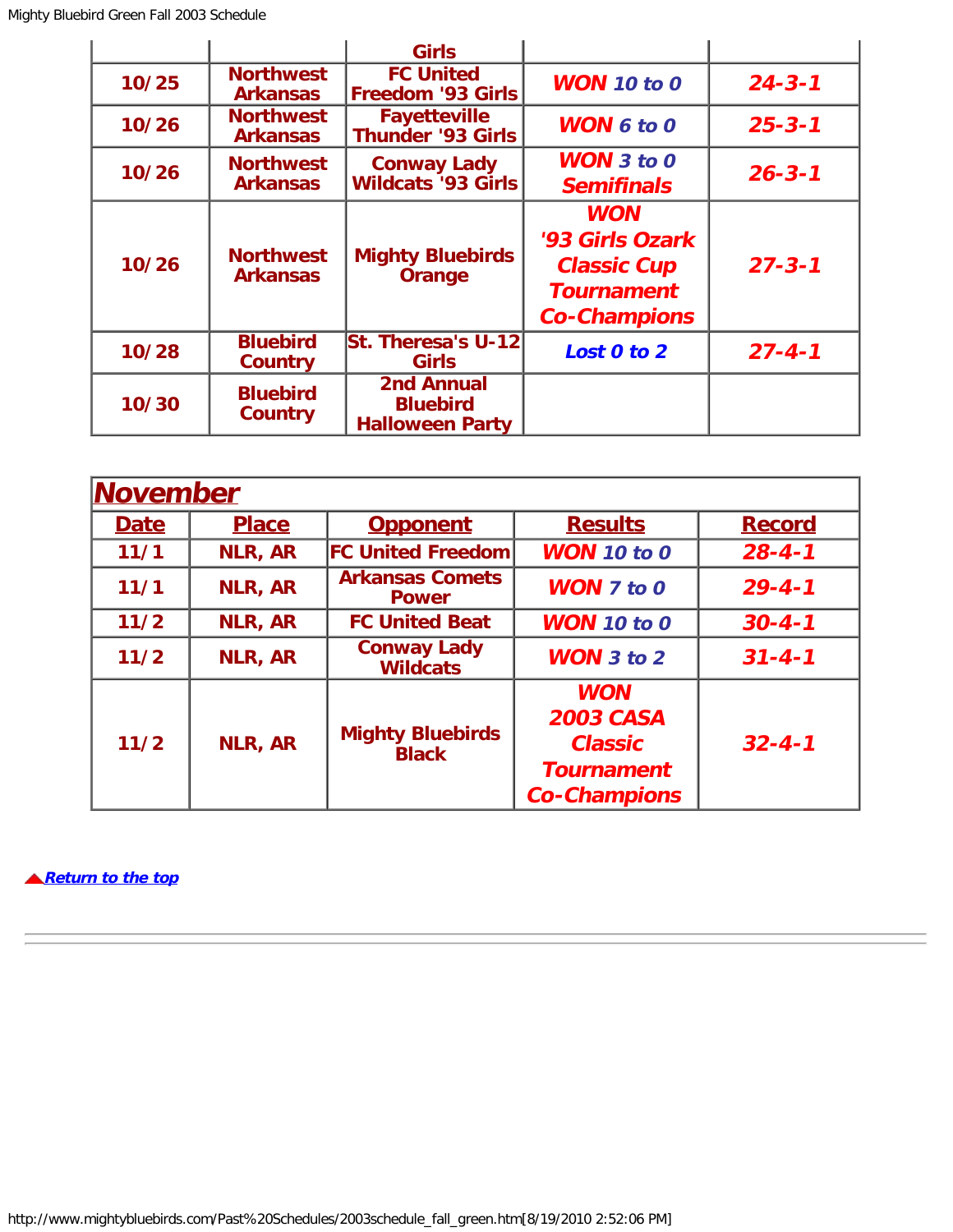| | | | | |
|---|---|---|---|---|
| | | Girls | | |
| 10/25 | Northwest Arkansas | FC United Freedom '93 Girls | ***WON*** ***10 to 0*** | ***24-3-1*** |
| 10/26 | Northwest Arkansas | Fayetteville Thunder '93 Girls | ***WON*** ***6 to 0*** | ***25-3-1*** |
| 10/26 | Northwest Arkansas | Conway Lady Wildcats '93 Girls | ***WON*** ***3 to 0*** ***Semifinals*** | ***26-3-1*** |
| 10/26 | Northwest Arkansas | Mighty Bluebirds Orange | ***WON '93 Girls Ozark Classic Cup Tournament Co-Champions*** | ***27-3-1*** |
| 10/28 | Bluebird Country | St. Theresa's U-12 Girls | ***Lost 0 to 2*** | ***27-4-1*** |
| 10/30 | Bluebird Country | 2nd Annual Bluebird Halloween Party | | |

| ***November*** | | | | |
|---|---|---|---|---|
| **Date** | **Place** | **Opponent** | **Results** | **Record** |
| 11/1 | NLR, AR | FC United Freedom | ***WON*** ***10 to 0*** | ***28-4-1*** |
| 11/1 | NLR, AR | Arkansas Comets Power | ***WON*** ***7 to 0*** | ***29-4-1*** |
| 11/2 | NLR, AR | FC United Beat | ***WON*** ***10 to 0*** | ***30-4-1*** |
| 11/2 | NLR, AR | Conway Lady Wildcats | ***WON*** ***3 to 2*** | ***31-4-1*** |
| 11/2 | NLR, AR | Mighty Bluebirds Black | ***WON 2003 CASA Classic Tournament Co-Champions*** | ***32-4-1*** |

***Return to the top***